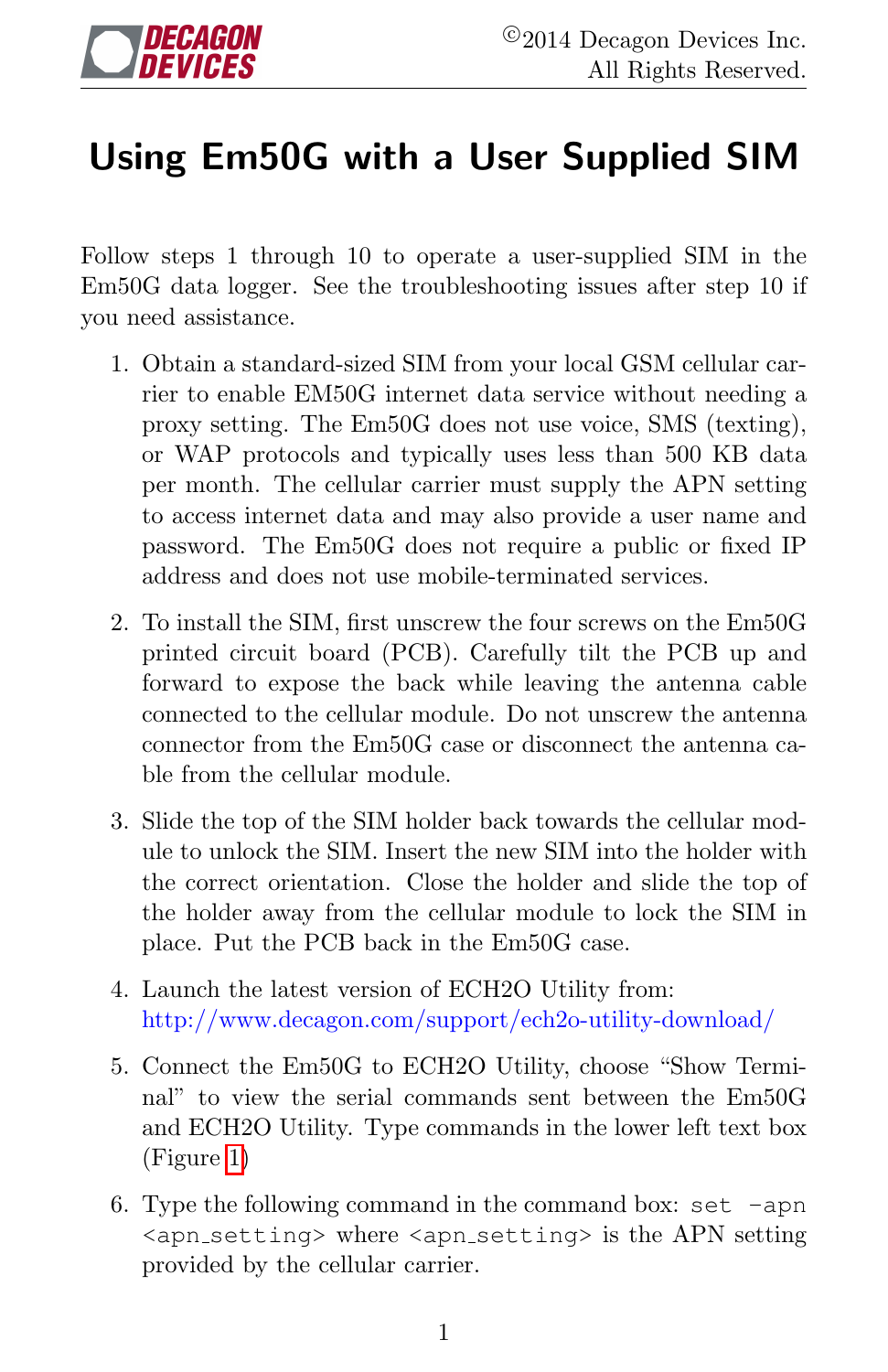# Using Em50G with a User Supplied SIM

Follow steps 1 through 10 to operate a user-supplied SIM in the Em50G data logger. See the troubleshooting issues after step 10 if you need assistance.

1. Obtain a standard-sized SIM from your local GSM cellular carrier to enable EM50G internet data service without needing a proxy setting. The Em50G does not use voice, SMS (texting), or WAP protocols and typically uses less than 500 KB data per month. The cellular carrier must supply the APN setting to access internet data and may also provide a user name and password. The Em50G does not require a public or fixed IP address and does not use mobile-terminated services.

2. To install the SIM, first unscrew the four screws on the Em50G printed circuit board (PCB). Carefully tilt the PCB up and forward to expose the back while leaving the antenna cable connected to the cellular module. Do not unscrew the antenna connector from the Em50G case or disconnect the antenna cable from the cellular module.

3. Slide the top of the SIM holder back towards the cellular module to unlock the SIM. Insert the new SIM into the holder with the correct orientation. Close the holder and slide the top of the holder away from the cellular module to lock the SIM in place. Put the PCB back in the Em50G case.

4. Launch the latest version of ECH2O Utility from: http://www.decagon.com/support/ech2o-utility-download/

5. Connect the Em50G to ECH2O Utility, choose "Show Terminal" to view the serial commands sent between the Em50G and ECH2O Utility. Type commands in the lower left text box (Figure 1)

6. Type the following command in the command box: `set -apn <apn_setting>` where `<apn_setting>` is the APN setting provided by the cellular carrier.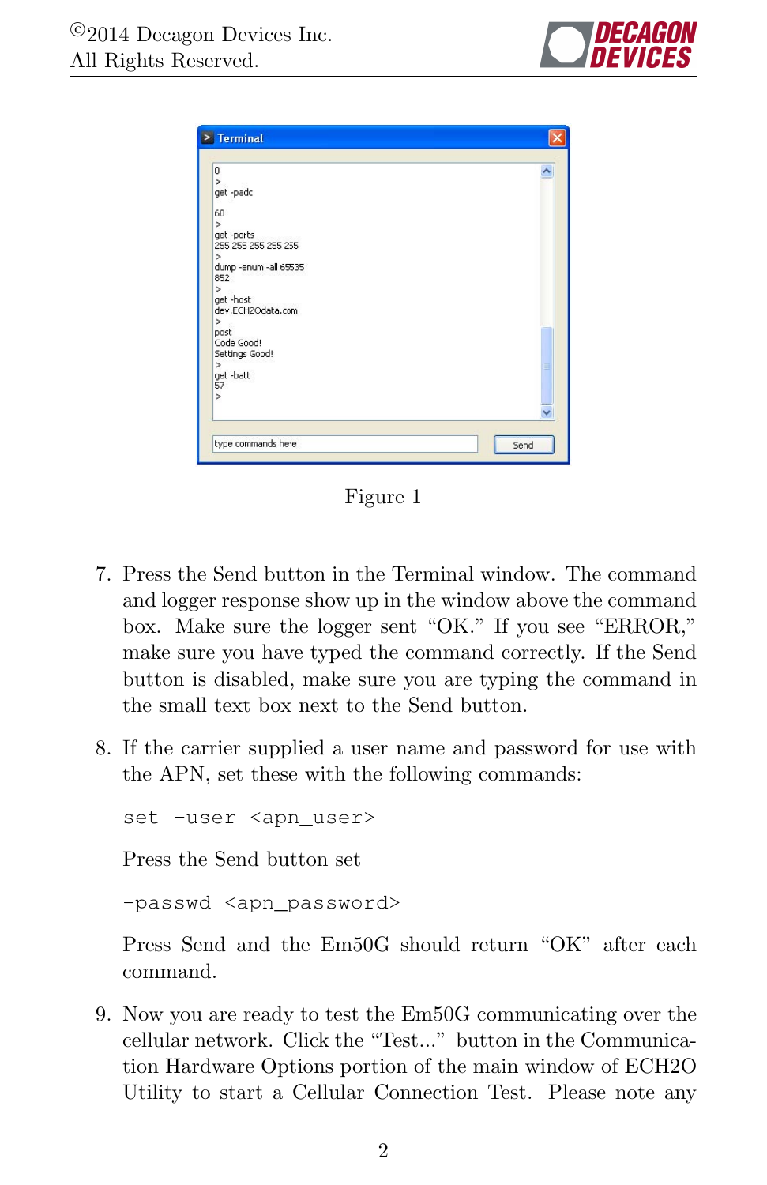Figure 1

7. Press the Send button in the Terminal window. The command and logger response show up in the window above the command box. Make sure the logger sent "OK." If you see "ERROR," make sure you have typed the command correctly. If the Send button is disabled, make sure you are typing the command in the small text box next to the Send button.

8. If the carrier supplied a user name and password for use with the APN, set these with the following commands:

   ```
   set -user <apn_user>
   ```

   Press the Send button set

   ```
   -passwd <apn_password>
   ```

   Press Send and the Em50G should return "OK" after each command.

9. Now you are ready to test the Em50G communicating over the cellular network. Click the "Test..." button in the Communication Hardware Options portion of the main window of ECH2O Utility to start a Cellular Connection Test. Please note any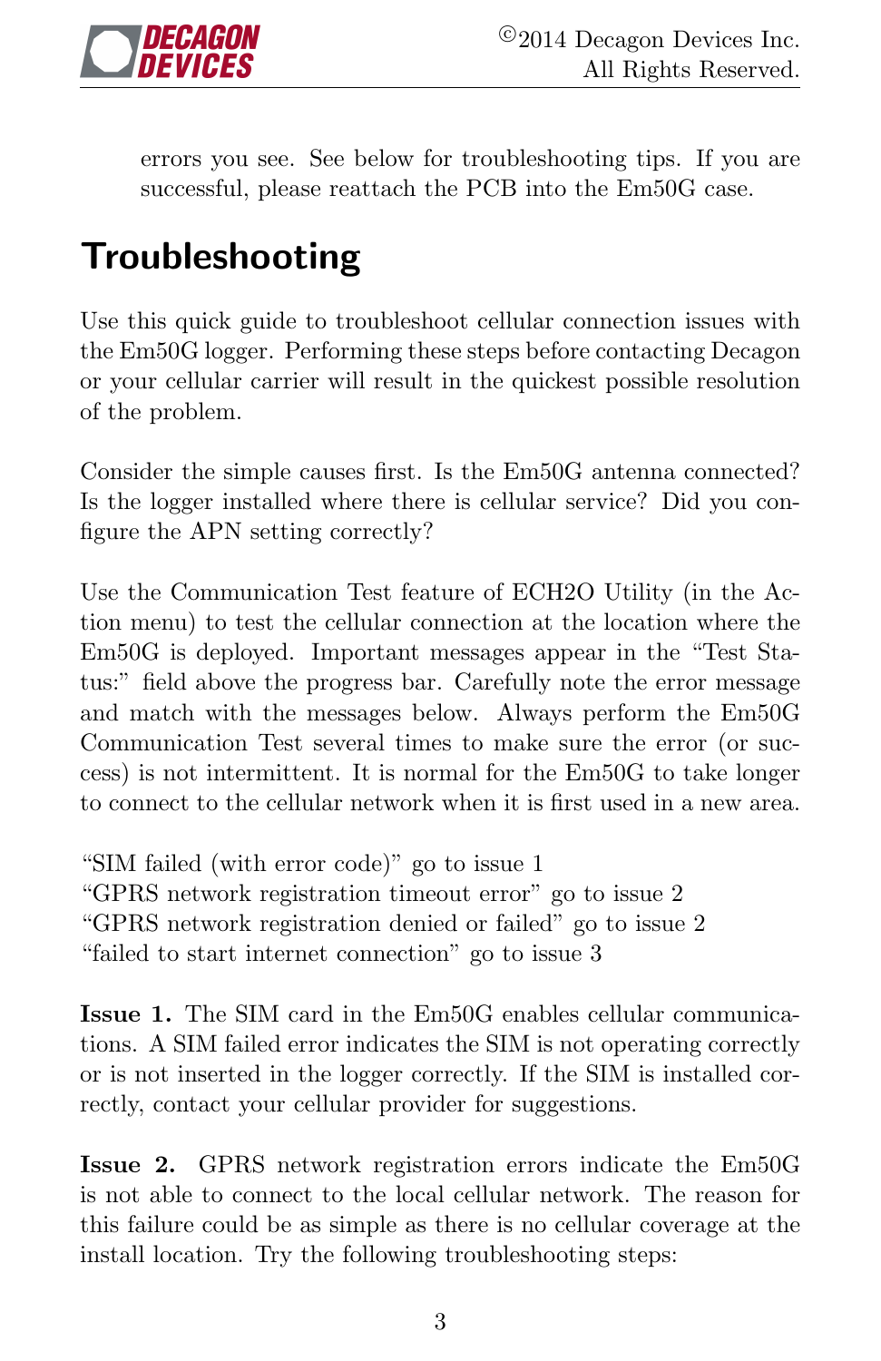errors you see. See below for troubleshooting tips. If you are successful, please reattach the PCB into the Em50G case.

## Troubleshooting

Use this quick guide to troubleshoot cellular connection issues with the Em50G logger. Performing these steps before contacting Decagon or your cellular carrier will result in the quickest possible resolution of the problem.

Consider the simple causes first. Is the Em50G antenna connected? Is the logger installed where there is cellular service? Did you configure the APN setting correctly?

Use the Communication Test feature of ECH2O Utility (in the Action menu) to test the cellular connection at the location where the Em50G is deployed. Important messages appear in the "Test Status:" field above the progress bar. Carefully note the error message and match with the messages below. Always perform the Em50G Communication Test several times to make sure the error (or success) is not intermittent. It is normal for the Em50G to take longer to connect to the cellular network when it is first used in a new area.

"SIM failed (with error code)" go to issue 1
"GPRS network registration timeout error" go to issue 2
"GPRS network registration denied or failed" go to issue 2
"failed to start internet connection" go to issue 3

**Issue 1.** The SIM card in the Em50G enables cellular communications. A SIM failed error indicates the SIM is not operating correctly or is not inserted in the logger correctly. If the SIM is installed correctly, contact your cellular provider for suggestions.

**Issue 2.** GPRS network registration errors indicate the Em50G is not able to connect to the local cellular network. The reason for this failure could be as simple as there is no cellular coverage at the install location. Try the following troubleshooting steps: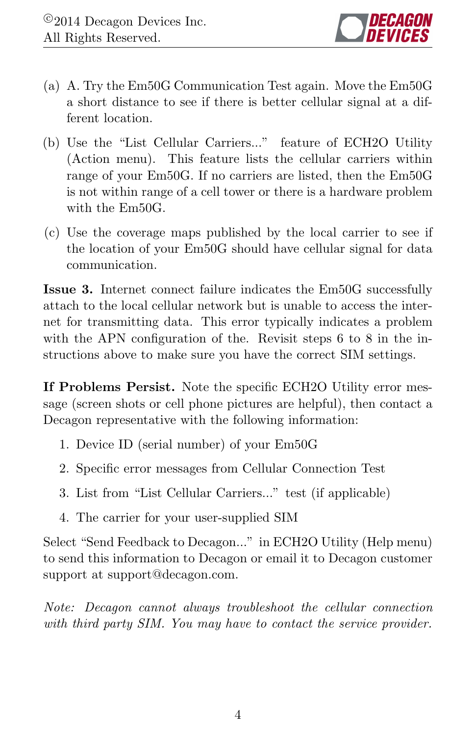(a) A. Try the Em50G Communication Test again. Move the Em50G a short distance to see if there is better cellular signal at a different location.

(b) Use the "List Cellular Carriers..." feature of ECH2O Utility (Action menu). This feature lists the cellular carriers within range of your Em50G. If no carriers are listed, then the Em50G is not within range of a cell tower or there is a hardware problem with the Em50G.

(c) Use the coverage maps published by the local carrier to see if the location of your Em50G should have cellular signal for data communication.

**Issue 3.** Internet connect failure indicates the Em50G successfully attach to the local cellular network but is unable to access the internet for transmitting data. This error typically indicates a problem with the APN configuration of the. Revisit steps 6 to 8 in the instructions above to make sure you have the correct SIM settings.

**If Problems Persist.** Note the specific ECH2O Utility error message (screen shots or cell phone pictures are helpful), then contact a Decagon representative with the following information:

1. Device ID (serial number) of your Em50G
2. Specific error messages from Cellular Connection Test
3. List from "List Cellular Carriers..." test (if applicable)
4. The carrier for your user-supplied SIM

Select "Send Feedback to Decagon..." in ECH2O Utility (Help menu) to send this information to Decagon or email it to Decagon customer support at support@decagon.com.

*Note: Decagon cannot always troubleshoot the cellular connection with third party SIM. You may have to contact the service provider.*